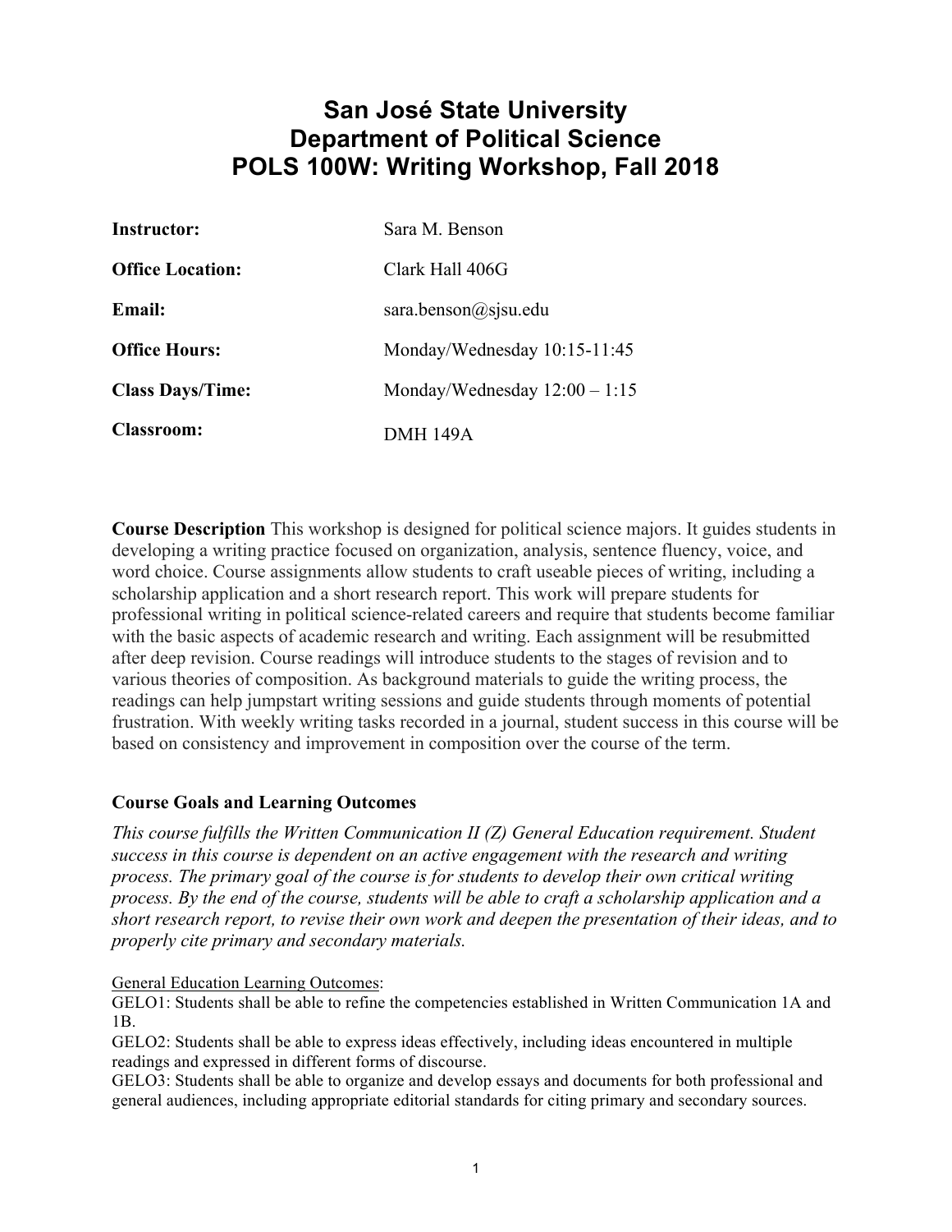# San José State University
# Department of Political Science
# POLS 100W: Writing Workshop, Fall 2018

| | |
|---|---|
| **Instructor:** | Sara M. Benson |
| **Office Location:** | Clark Hall 406G |
| **Email:** | sara.benson@sjsu.edu |
| **Office Hours:** | Monday/Wednesday 10:15-11:45 |
| **Class Days/Time:** | Monday/Wednesday 12:00 – 1:15 |
| **Classroom:** | DMH 149A |

**Course Description** This workshop is designed for political science majors. It guides students in developing a writing practice focused on organization, analysis, sentence fluency, voice, and word choice. Course assignments allow students to craft useable pieces of writing, including a scholarship application and a short research report. This work will prepare students for professional writing in political science-related careers and require that students become familiar with the basic aspects of academic research and writing. Each assignment will be resubmitted after deep revision. Course readings will introduce students to the stages of revision and to various theories of composition. As background materials to guide the writing process, the readings can help jumpstart writing sessions and guide students through moments of potential frustration. With weekly writing tasks recorded in a journal, student success in this course will be based on consistency and improvement in composition over the course of the term.

### Course Goals and Learning Outcomes

*This course fulfills the Written Communication II (Z) General Education requirement. Student success in this course is dependent on an active engagement with the research and writing process. The primary goal of the course is for students to develop their own critical writing process. By the end of the course, students will be able to craft a scholarship application and a short research report, to revise their own work and deepen the presentation of their ideas, and to properly cite primary and secondary materials.*

General Education Learning Outcomes:

GELO1: Students shall be able to refine the competencies established in Written Communication 1A and 1B.

GELO2: Students shall be able to express ideas effectively, including ideas encountered in multiple readings and expressed in different forms of discourse.

GELO3: Students shall be able to organize and develop essays and documents for both professional and general audiences, including appropriate editorial standards for citing primary and secondary sources.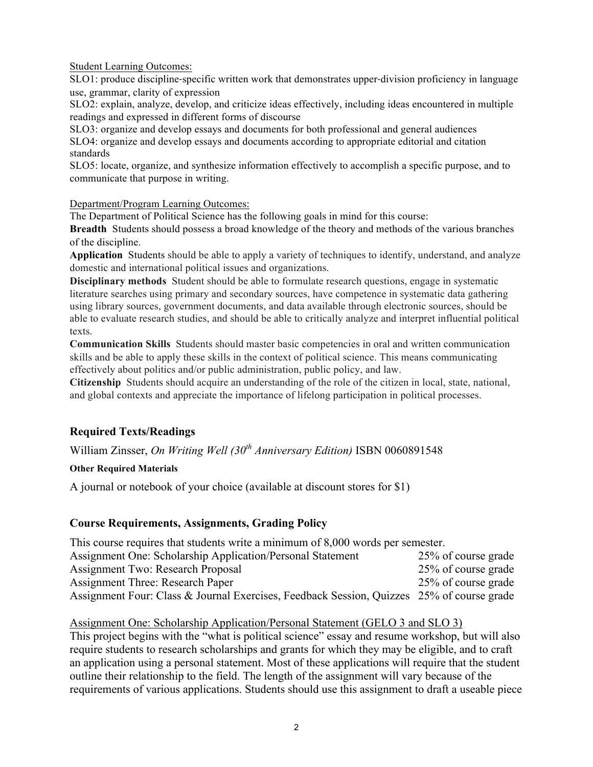Student Learning Outcomes:

SLO1: produce discipline-specific written work that demonstrates upper-division proficiency in language use, grammar, clarity of expression

SLO2: explain, analyze, develop, and criticize ideas effectively, including ideas encountered in multiple readings and expressed in different forms of discourse

SLO3: organize and develop essays and documents for both professional and general audiences

SLO4: organize and develop essays and documents according to appropriate editorial and citation standards

SLO5: locate, organize, and synthesize information effectively to accomplish a specific purpose, and to communicate that purpose in writing.

Department/Program Learning Outcomes:

The Department of Political Science has the following goals in mind for this course:

**Breadth** Students should possess a broad knowledge of the theory and methods of the various branches of the discipline.

**Application** Students should be able to apply a variety of techniques to identify, understand, and analyze domestic and international political issues and organizations.

**Disciplinary methods** Student should be able to formulate research questions, engage in systematic literature searches using primary and secondary sources, have competence in systematic data gathering using library sources, government documents, and data available through electronic sources, should be able to evaluate research studies, and should be able to critically analyze and interpret influential political texts.

**Communication Skills** Students should master basic competencies in oral and written communication skills and be able to apply these skills in the context of political science. This means communicating effectively about politics and/or public administration, public policy, and law.

**Citizenship** Students should acquire an understanding of the role of the citizen in local, state, national, and global contexts and appreciate the importance of lifelong participation in political processes.

## Required Texts/Readings

William Zinsser, *On Writing Well (30th Anniversary Edition)* ISBN 0060891548

#### Other Required Materials

A journal or notebook of your choice (available at discount stores for $1)

## Course Requirements, Assignments, Grading Policy

This course requires that students write a minimum of 8,000 words per semester.

| Assignment | Weight |
|---|---|
| Assignment One: Scholarship Application/Personal Statement | 25% of course grade |
| Assignment Two: Research Proposal | 25% of course grade |
| Assignment Three: Research Paper | 25% of course grade |
| Assignment Four: Class & Journal Exercises, Feedback Session, Quizzes | 25% of course grade |

Assignment One: Scholarship Application/Personal Statement (GELO 3 and SLO 3)

This project begins with the "what is political science" essay and resume workshop, but will also require students to research scholarships and grants for which they may be eligible, and to craft an application using a personal statement. Most of these applications will require that the student outline their relationship to the field. The length of the assignment will vary because of the requirements of various applications. Students should use this assignment to draft a useable piece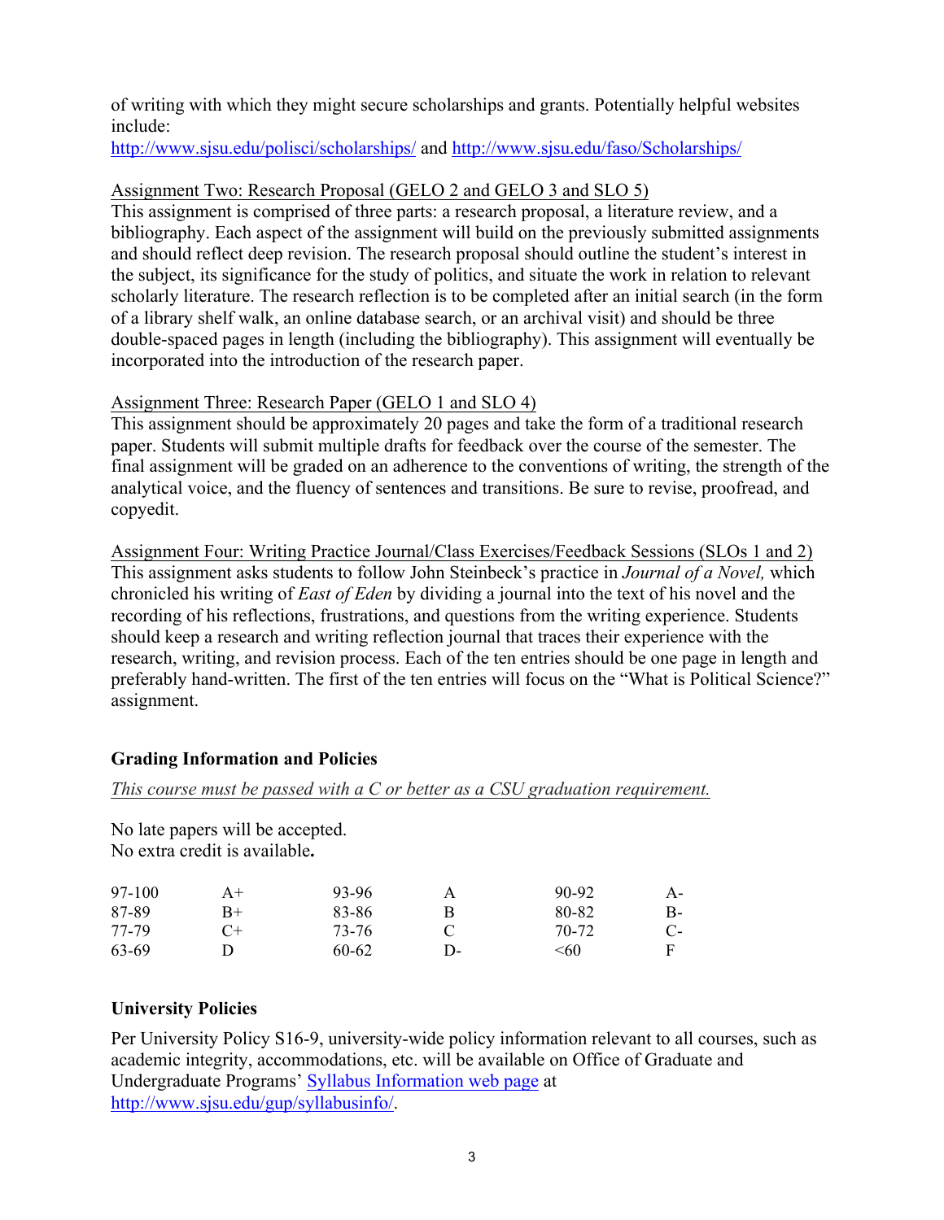of writing with which they might secure scholarships and grants. Potentially helpful websites include:
http://www.sjsu.edu/polisci/scholarships/ and http://www.sjsu.edu/faso/Scholarships/

Assignment Two: Research Proposal (GELO 2 and GELO 3 and SLO 5)
This assignment is comprised of three parts: a research proposal, a literature review, and a bibliography. Each aspect of the assignment will build on the previously submitted assignments and should reflect deep revision. The research proposal should outline the student's interest in the subject, its significance for the study of politics, and situate the work in relation to relevant scholarly literature. The research reflection is to be completed after an initial search (in the form of a library shelf walk, an online database search, or an archival visit) and should be three double-spaced pages in length (including the bibliography). This assignment will eventually be incorporated into the introduction of the research paper.

Assignment Three: Research Paper (GELO 1 and SLO 4)
This assignment should be approximately 20 pages and take the form of a traditional research paper. Students will submit multiple drafts for feedback over the course of the semester. The final assignment will be graded on an adherence to the conventions of writing, the strength of the analytical voice, and the fluency of sentences and transitions. Be sure to revise, proofread, and copyedit.

Assignment Four: Writing Practice Journal/Class Exercises/Feedback Sessions (SLOs 1 and 2)
This assignment asks students to follow John Steinbeck's practice in *Journal of a Novel,* which chronicled his writing of *East of Eden* by dividing a journal into the text of his novel and the recording of his reflections, frustrations, and questions from the writing experience. Students should keep a research and writing reflection journal that traces their experience with the research, writing, and revision process. Each of the ten entries should be one page in length and preferably hand-written. The first of the ten entries will focus on the "What is Political Science?" assignment.

## Grading Information and Policies

*This course must be passed with a C or better as a CSU graduation requirement.*

No late papers will be accepted.
No extra credit is available.

| | | | | | |
|---|---|---|---|---|---|
| 97-100 | A+ | 93-96 | A | 90-92 | A- |
| 87-89 | B+ | 83-86 | B | 80-82 | B- |
| 77-79 | C+ | 73-76 | C | 70-72 | C- |
| 63-69 | D | 60-62 | D- | <60 | F |

## University Policies

Per University Policy S16-9, university-wide policy information relevant to all courses, such as academic integrity, accommodations, etc. will be available on Office of Graduate and Undergraduate Programs' Syllabus Information web page at http://www.sjsu.edu/gup/syllabusinfo/.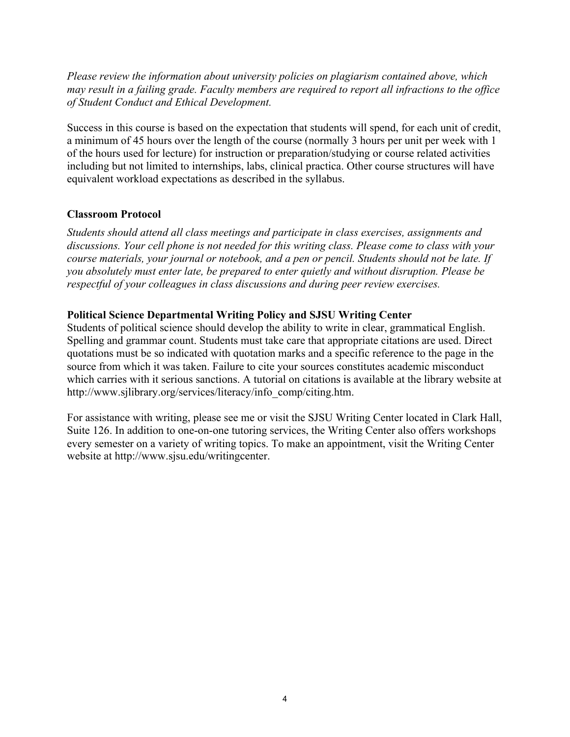*Please review the information about university policies on plagiarism contained above, which may result in a failing grade. Faculty members are required to report all infractions to the office of Student Conduct and Ethical Development.*

Success in this course is based on the expectation that students will spend, for each unit of credit, a minimum of 45 hours over the length of the course (normally 3 hours per unit per week with 1 of the hours used for lecture) for instruction or preparation/studying or course related activities including but not limited to internships, labs, clinical practica. Other course structures will have equivalent workload expectations as described in the syllabus.

### Classroom Protocol

*Students should attend all class meetings and participate in class exercises, assignments and discussions. Your cell phone is not needed for this writing class. Please come to class with your course materials, your journal or notebook, and a pen or pencil. Students should not be late. If you absolutely must enter late, be prepared to enter quietly and without disruption. Please be respectful of your colleagues in class discussions and during peer review exercises.*

### Political Science Departmental Writing Policy and SJSU Writing Center

Students of political science should develop the ability to write in clear, grammatical English. Spelling and grammar count. Students must take care that appropriate citations are used. Direct quotations must be so indicated with quotation marks and a specific reference to the page in the source from which it was taken. Failure to cite your sources constitutes academic misconduct which carries with it serious sanctions. A tutorial on citations is available at the library website at http://www.sjlibrary.org/services/literacy/info_comp/citing.htm.

For assistance with writing, please see me or visit the SJSU Writing Center located in Clark Hall, Suite 126. In addition to one-on-one tutoring services, the Writing Center also offers workshops every semester on a variety of writing topics. To make an appointment, visit the Writing Center website at http://www.sjsu.edu/writingcenter.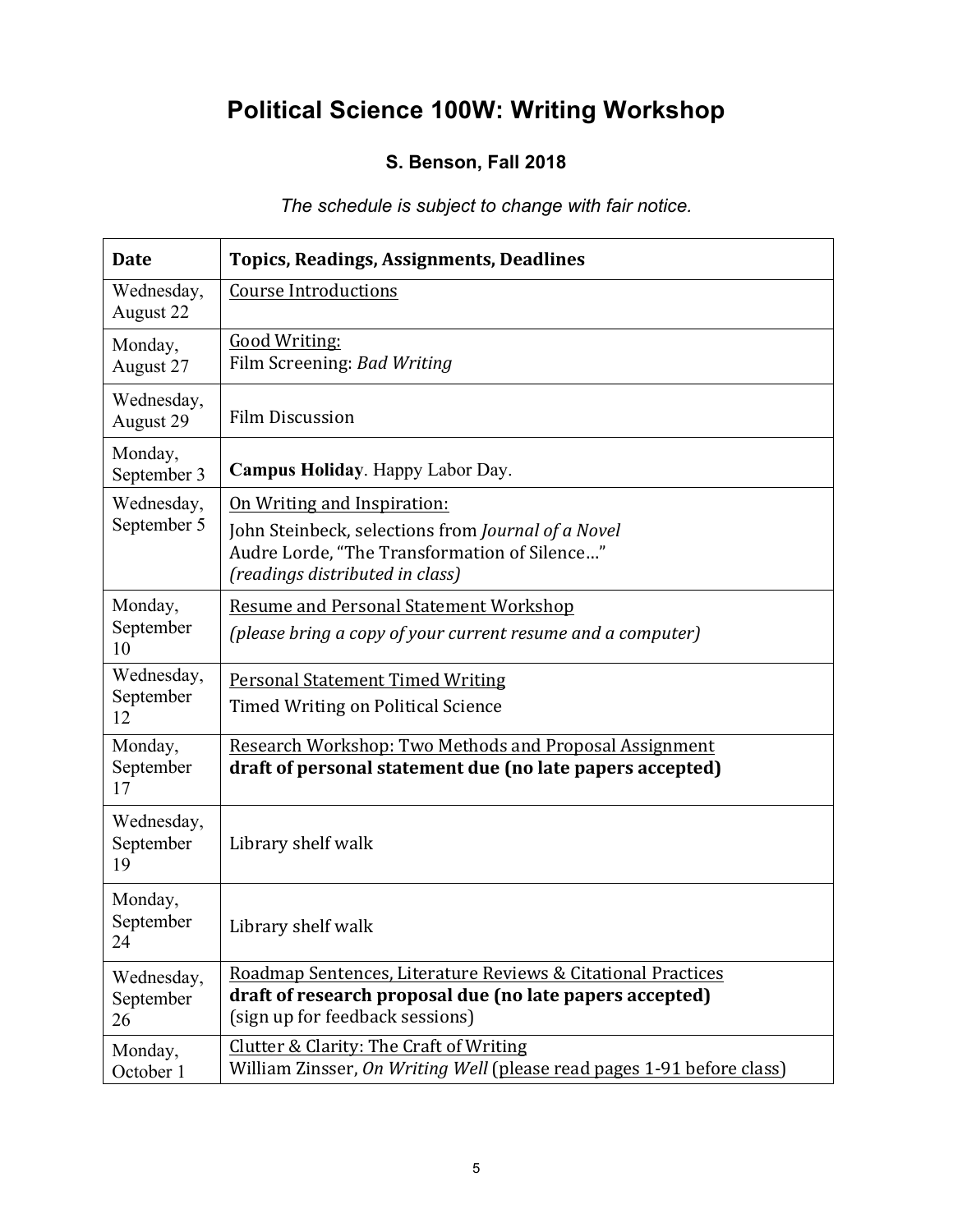# Political Science 100W: Writing Workshop

### S. Benson, Fall 2018

*The schedule is subject to change with fair notice.*

| Date | Topics, Readings, Assignments, Deadlines |
|---|---|
| Wednesday, August 22 | Course Introductions |
| Monday, August 27 | Good Writing:<br>Film Screening: *Bad Writing* |
| Wednesday, August 29 | Film Discussion |
| Monday, September 3 | **Campus Holiday**. Happy Labor Day. |
| Wednesday, September 5 | On Writing and Inspiration:<br>John Steinbeck, selections from *Journal of a Novel*<br>Audre Lorde, "The Transformation of Silence…"<br>*(readings distributed in class)* |
| Monday, September 10 | Resume and Personal Statement Workshop<br>*(please bring a copy of your current resume and a computer)* |
| Wednesday, September 12 | Personal Statement Timed Writing<br>Timed Writing on Political Science |
| Monday, September 17 | Research Workshop: Two Methods and Proposal Assignment<br>**draft of personal statement due (no late papers accepted)** |
| Wednesday, September 19 | Library shelf walk |
| Monday, September 24 | Library shelf walk |
| Wednesday, September 26 | Roadmap Sentences, Literature Reviews & Citational Practices<br>**draft of research proposal due (no late papers accepted)**<br>(sign up for feedback sessions) |
| Monday, October 1 | Clutter & Clarity: The Craft of Writing<br>William Zinsser, *On Writing Well* (please read pages 1-91 before class) |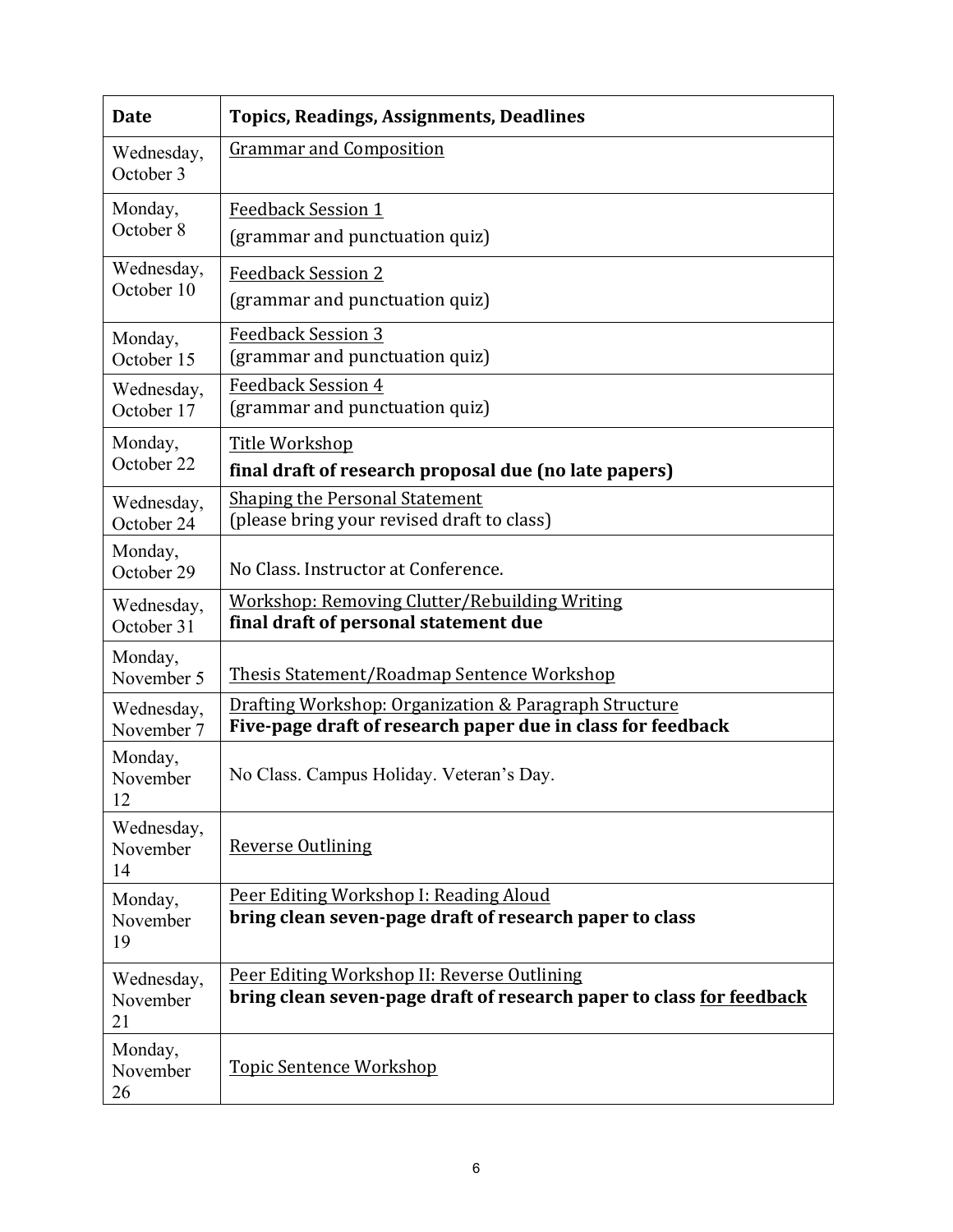| Date | Topics, Readings, Assignments, Deadlines |
|---|---|
| Wednesday, October 3 | Grammar and Composition |
| Monday, October 8 | Feedback Session 1<br>(grammar and punctuation quiz) |
| Wednesday, October 10 | Feedback Session 2<br>(grammar and punctuation quiz) |
| Monday, October 15 | Feedback Session 3<br>(grammar and punctuation quiz) |
| Wednesday, October 17 | Feedback Session 4<br>(grammar and punctuation quiz) |
| Monday, October 22 | Title Workshop<br>**final draft of research proposal due (no late papers)** |
| Wednesday, October 24 | Shaping the Personal Statement<br>(please bring your revised draft to class) |
| Monday, October 29 | No Class. Instructor at Conference. |
| Wednesday, October 31 | Workshop: Removing Clutter/Rebuilding Writing<br>**final draft of personal statement due** |
| Monday, November 5 | Thesis Statement/Roadmap Sentence Workshop |
| Wednesday, November 7 | Drafting Workshop: Organization & Paragraph Structure<br>**Five-page draft of research paper due in class for feedback** |
| Monday, November 12 | No Class. Campus Holiday. Veteran's Day. |
| Wednesday, November 14 | Reverse Outlining |
| Monday, November 19 | Peer Editing Workshop I: Reading Aloud<br>**bring clean seven-page draft of research paper to class** |
| Wednesday, November 21 | Peer Editing Workshop II: Reverse Outlining<br>**bring clean seven-page draft of research paper to class for feedback** |
| Monday, November 26 | Topic Sentence Workshop |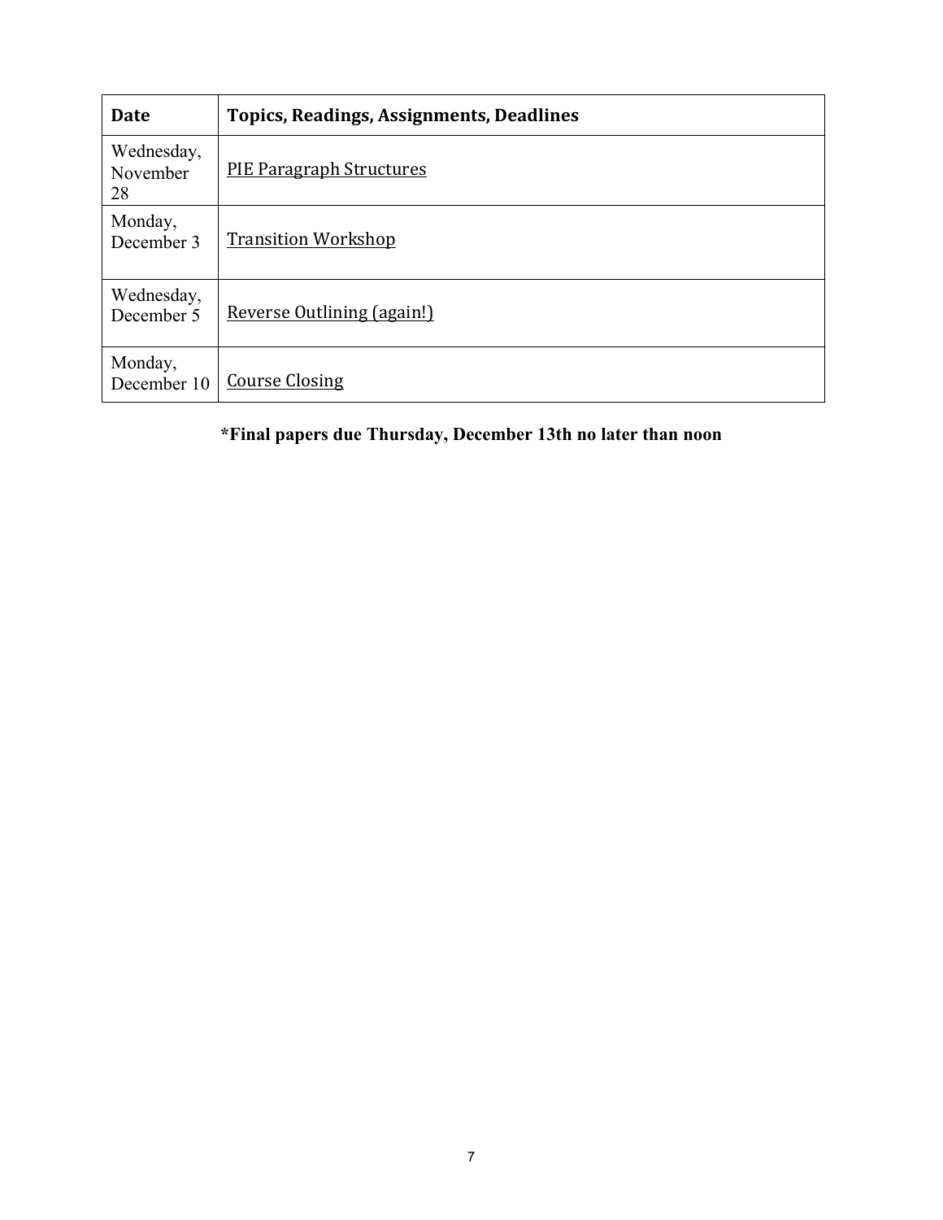| Date | Topics, Readings, Assignments, Deadlines |
| --- | --- |
| Wednesday, November 28 | PIE Paragraph Structures |
| Monday, December 3 | Transition Workshop |
| Wednesday, December 5 | Reverse Outlining (again!) |
| Monday, December 10 | Course Closing |

**\*Final papers due Thursday, December 13th no later than noon**